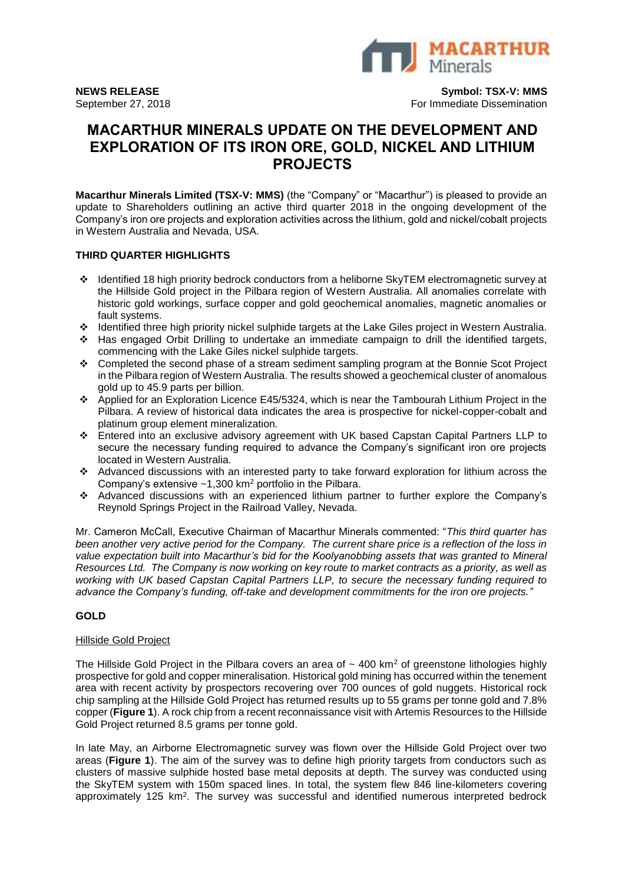**NEWS RELEASE**
September 27, 2018

**Symbol: TSX-V: MMS**
For Immediate Dissemination

# MACARTHUR MINERALS UPDATE ON THE DEVELOPMENT AND EXPLORATION OF ITS IRON ORE, GOLD, NICKEL AND LITHIUM PROJECTS

**Macarthur Minerals Limited (TSX-V: MMS)** (the "Company" or "Macarthur") is pleased to provide an update to Shareholders outlining an active third quarter 2018 in the ongoing development of the Company's iron ore projects and exploration activities across the lithium, gold and nickel/cobalt projects in Western Australia and Nevada, USA.

## THIRD QUARTER HIGHLIGHTS

- Identified 18 high priority bedrock conductors from a heliborne SkyTEM electromagnetic survey at the Hillside Gold project in the Pilbara region of Western Australia. All anomalies correlate with historic gold workings, surface copper and gold geochemical anomalies, magnetic anomalies or fault systems.
- Identified three high priority nickel sulphide targets at the Lake Giles project in Western Australia.
- Has engaged Orbit Drilling to undertake an immediate campaign to drill the identified targets, commencing with the Lake Giles nickel sulphide targets.
- Completed the second phase of a stream sediment sampling program at the Bonnie Scot Project in the Pilbara region of Western Australia. The results showed a geochemical cluster of anomalous gold up to 45.9 parts per billion.
- Applied for an Exploration Licence E45/5324, which is near the Tambourah Lithium Project in the Pilbara. A review of historical data indicates the area is prospective for nickel-copper-cobalt and platinum group element mineralization.
- Entered into an exclusive advisory agreement with UK based Capstan Capital Partners LLP to secure the necessary funding required to advance the Company's significant iron ore projects located in Western Australia.
- Advanced discussions with an interested party to take forward exploration for lithium across the Company's extensive ~1,300 km$^2$ portfolio in the Pilbara.
- Advanced discussions with an experienced lithium partner to further explore the Company's Reynold Springs Project in the Railroad Valley, Nevada.

Mr. Cameron McCall, Executive Chairman of Macarthur Minerals commented: "*This third quarter has been another very active period for the Company. The current share price is a reflection of the loss in value expectation built into Macarthur's bid for the Koolyanobbing assets that was granted to Mineral Resources Ltd. The Company is now working on key route to market contracts as a priority, as well as working with UK based Capstan Capital Partners LLP, to secure the necessary funding required to advance the Company's funding, off-take and development commitments for the iron ore projects.*"

## GOLD

### Hillside Gold Project

The Hillside Gold Project in the Pilbara covers an area of ~ 400 km$^2$ of greenstone lithologies highly prospective for gold and copper mineralisation. Historical gold mining has occurred within the tenement area with recent activity by prospectors recovering over 700 ounces of gold nuggets. Historical rock chip sampling at the Hillside Gold Project has returned results up to 55 grams per tonne gold and 7.8% copper (**Figure 1**). A rock chip from a recent reconnaissance visit with Artemis Resources to the Hillside Gold Project returned 8.5 grams per tonne gold.

In late May, an Airborne Electromagnetic survey was flown over the Hillside Gold Project over two areas (**Figure 1**). The aim of the survey was to define high priority targets from conductors such as clusters of massive sulphide hosted base metal deposits at depth. The survey was conducted using the SkyTEM system with 150m spaced lines. In total, the system flew 846 line-kilometers covering approximately 125 km$^2$. The survey was successful and identified numerous interpreted bedrock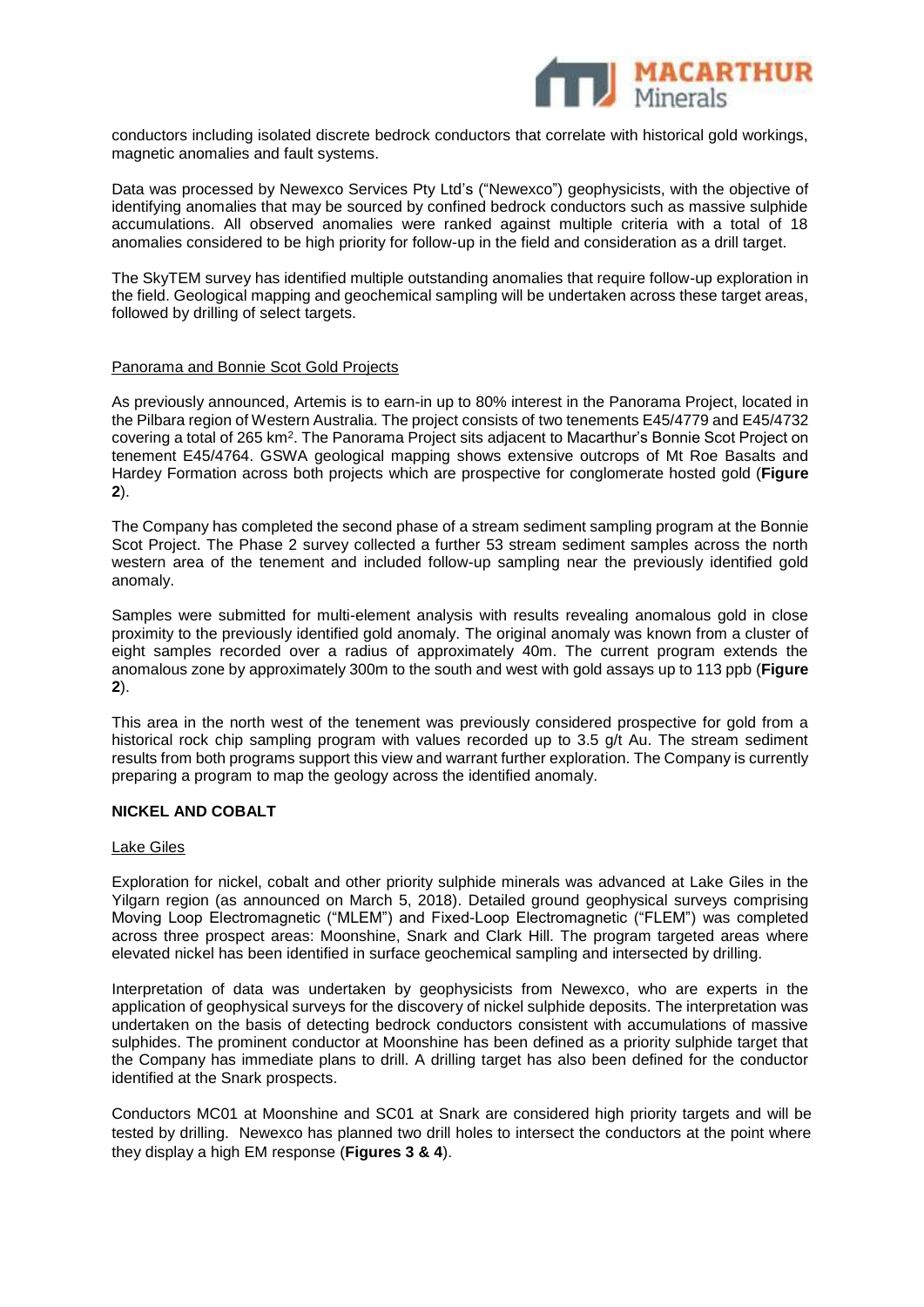conductors including isolated discrete bedrock conductors that correlate with historical gold workings, magnetic anomalies and fault systems.

Data was processed by Newexco Services Pty Ltd's ("Newexco") geophysicists, with the objective of identifying anomalies that may be sourced by confined bedrock conductors such as massive sulphide accumulations. All observed anomalies were ranked against multiple criteria with a total of 18 anomalies considered to be high priority for follow-up in the field and consideration as a drill target.

The SkyTEM survey has identified multiple outstanding anomalies that require follow-up exploration in the field. Geological mapping and geochemical sampling will be undertaken across these target areas, followed by drilling of select targets.

Panorama and Bonnie Scot Gold Projects

As previously announced, Artemis is to earn-in up to 80% interest in the Panorama Project, located in the Pilbara region of Western Australia. The project consists of two tenements E45/4779 and E45/4732 covering a total of 265 km$^2$. The Panorama Project sits adjacent to Macarthur's Bonnie Scot Project on tenement E45/4764. GSWA geological mapping shows extensive outcrops of Mt Roe Basalts and Hardey Formation across both projects which are prospective for conglomerate hosted gold (**Figure 2**).

The Company has completed the second phase of a stream sediment sampling program at the Bonnie Scot Project. The Phase 2 survey collected a further 53 stream sediment samples across the north western area of the tenement and included follow-up sampling near the previously identified gold anomaly.

Samples were submitted for multi-element analysis with results revealing anomalous gold in close proximity to the previously identified gold anomaly. The original anomaly was known from a cluster of eight samples recorded over a radius of approximately 40m. The current program extends the anomalous zone by approximately 300m to the south and west with gold assays up to 113 ppb (**Figure 2**).

This area in the north west of the tenement was previously considered prospective for gold from a historical rock chip sampling program with values recorded up to 3.5 g/t Au. The stream sediment results from both programs support this view and warrant further exploration. The Company is currently preparing a program to map the geology across the identified anomaly.

## NICKEL AND COBALT

Lake Giles

Exploration for nickel, cobalt and other priority sulphide minerals was advanced at Lake Giles in the Yilgarn region (as announced on March 5, 2018). Detailed ground geophysical surveys comprising Moving Loop Electromagnetic ("MLEM") and Fixed-Loop Electromagnetic ("FLEM") was completed across three prospect areas: Moonshine, Snark and Clark Hill. The program targeted areas where elevated nickel has been identified in surface geochemical sampling and intersected by drilling.

Interpretation of data was undertaken by geophysicists from Newexco, who are experts in the application of geophysical surveys for the discovery of nickel sulphide deposits. The interpretation was undertaken on the basis of detecting bedrock conductors consistent with accumulations of massive sulphides. The prominent conductor at Moonshine has been defined as a priority sulphide target that the Company has immediate plans to drill. A drilling target has also been defined for the conductor identified at the Snark prospects.

Conductors MC01 at Moonshine and SC01 at Snark are considered high priority targets and will be tested by drilling. Newexco has planned two drill holes to intersect the conductors at the point where they display a high EM response (**Figures 3 & 4**).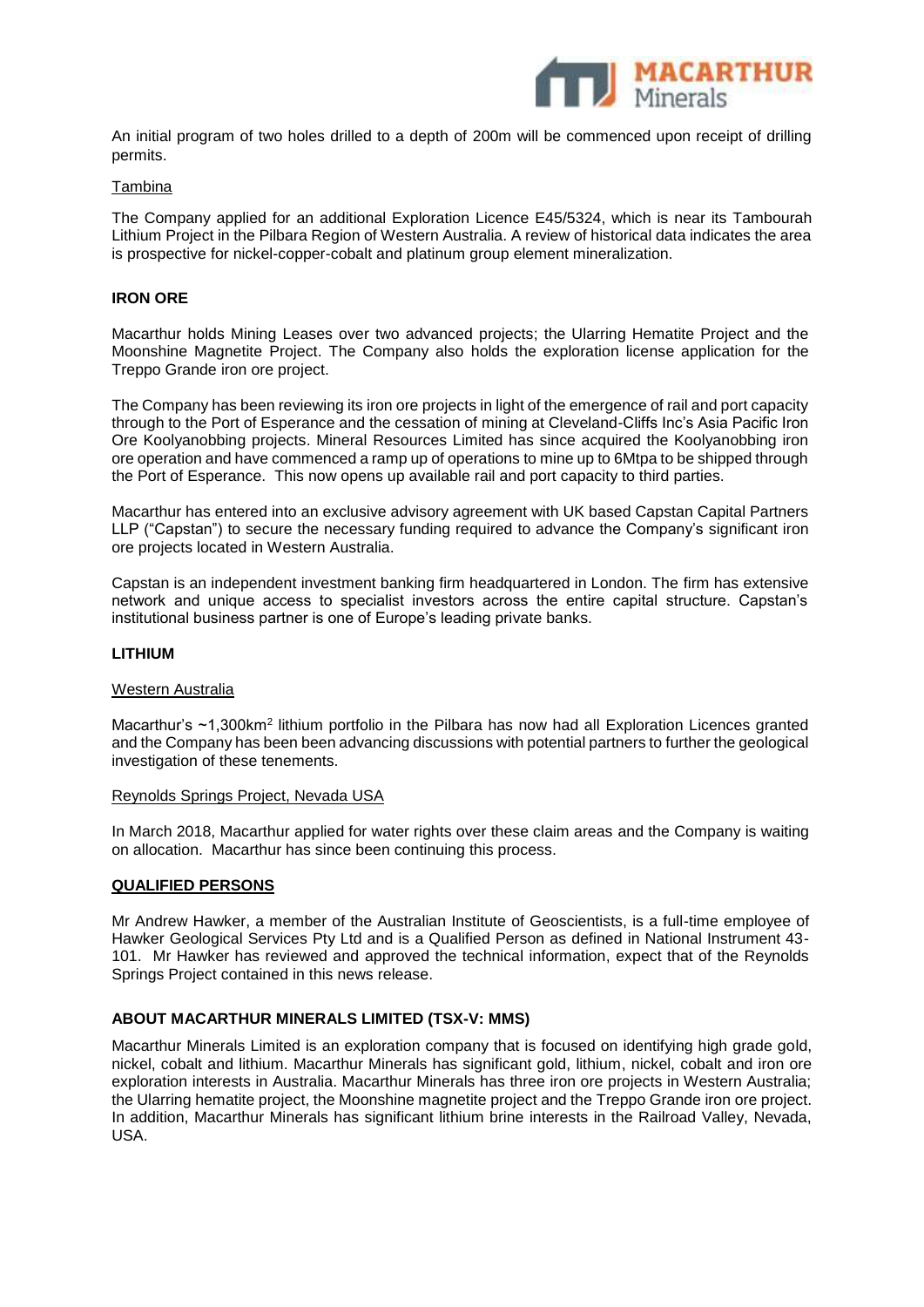An initial program of two holes drilled to a depth of 200m will be commenced upon receipt of drilling permits.

Tambina

The Company applied for an additional Exploration Licence E45/5324, which is near its Tambourah Lithium Project in the Pilbara Region of Western Australia. A review of historical data indicates the area is prospective for nickel-copper-cobalt and platinum group element mineralization.

**IRON ORE**

Macarthur holds Mining Leases over two advanced projects; the Ularring Hematite Project and the Moonshine Magnetite Project. The Company also holds the exploration license application for the Treppo Grande iron ore project.

The Company has been reviewing its iron ore projects in light of the emergence of rail and port capacity through to the Port of Esperance and the cessation of mining at Cleveland-Cliffs Inc's Asia Pacific Iron Ore Koolyanobbing projects. Mineral Resources Limited has since acquired the Koolyanobbing iron ore operation and have commenced a ramp up of operations to mine up to 6Mtpa to be shipped through the Port of Esperance. This now opens up available rail and port capacity to third parties.

Macarthur has entered into an exclusive advisory agreement with UK based Capstan Capital Partners LLP ("Capstan") to secure the necessary funding required to advance the Company's significant iron ore projects located in Western Australia.

Capstan is an independent investment banking firm headquartered in London. The firm has extensive network and unique access to specialist investors across the entire capital structure. Capstan's institutional business partner is one of Europe's leading private banks.

**LITHIUM**

Western Australia

Macarthur's ~1,300km$^2$ lithium portfolio in the Pilbara has now had all Exploration Licences granted and the Company has been been advancing discussions with potential partners to further the geological investigation of these tenements.

Reynolds Springs Project, Nevada USA

In March 2018, Macarthur applied for water rights over these claim areas and the Company is waiting on allocation. Macarthur has since been continuing this process.

**QUALIFIED PERSONS**

Mr Andrew Hawker, a member of the Australian Institute of Geoscientists, is a full-time employee of Hawker Geological Services Pty Ltd and is a Qualified Person as defined in National Instrument 43-101. Mr Hawker has reviewed and approved the technical information, expect that of the Reynolds Springs Project contained in this news release.

**ABOUT MACARTHUR MINERALS LIMITED (TSX-V: MMS)**

Macarthur Minerals Limited is an exploration company that is focused on identifying high grade gold, nickel, cobalt and lithium. Macarthur Minerals has significant gold, lithium, nickel, cobalt and iron ore exploration interests in Australia. Macarthur Minerals has three iron ore projects in Western Australia; the Ularring hematite project, the Moonshine magnetite project and the Treppo Grande iron ore project. In addition, Macarthur Minerals has significant lithium brine interests in the Railroad Valley, Nevada, USA.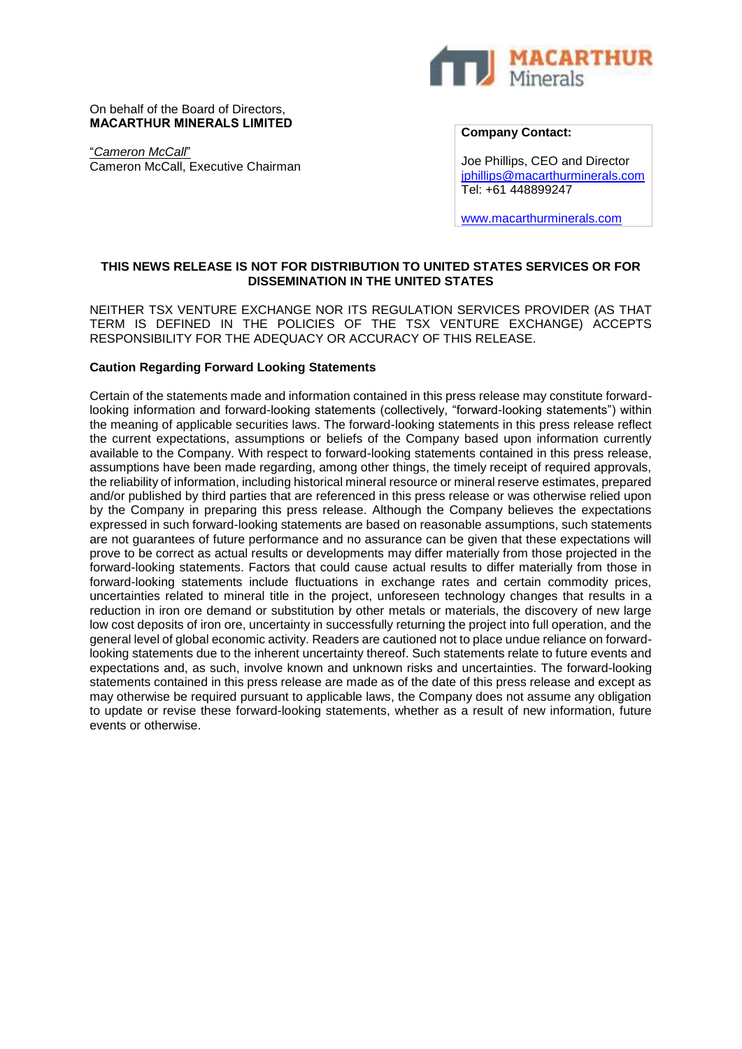On behalf of the Board of Directors,
**MACARTHUR MINERALS LIMITED**

"*Cameron McCall*"
Cameron McCall, Executive Chairman

**Company Contact:**

Joe Phillips, CEO and Director
jphillips@macarthurminerals.com
Tel: +61 448899247

www.macarthurminerals.com

**THIS NEWS RELEASE IS NOT FOR DISTRIBUTION TO UNITED STATES SERVICES OR FOR DISSEMINATION IN THE UNITED STATES**

NEITHER TSX VENTURE EXCHANGE NOR ITS REGULATION SERVICES PROVIDER (AS THAT TERM IS DEFINED IN THE POLICIES OF THE TSX VENTURE EXCHANGE) ACCEPTS RESPONSIBILITY FOR THE ADEQUACY OR ACCURACY OF THIS RELEASE.

**Caution Regarding Forward Looking Statements**

Certain of the statements made and information contained in this press release may constitute forward-looking information and forward-looking statements (collectively, "forward-looking statements") within the meaning of applicable securities laws. The forward-looking statements in this press release reflect the current expectations, assumptions or beliefs of the Company based upon information currently available to the Company. With respect to forward-looking statements contained in this press release, assumptions have been made regarding, among other things, the timely receipt of required approvals, the reliability of information, including historical mineral resource or mineral reserve estimates, prepared and/or published by third parties that are referenced in this press release or was otherwise relied upon by the Company in preparing this press release. Although the Company believes the expectations expressed in such forward-looking statements are based on reasonable assumptions, such statements are not guarantees of future performance and no assurance can be given that these expectations will prove to be correct as actual results or developments may differ materially from those projected in the forward-looking statements. Factors that could cause actual results to differ materially from those in forward-looking statements include fluctuations in exchange rates and certain commodity prices, uncertainties related to mineral title in the project, unforeseen technology changes that results in a reduction in iron ore demand or substitution by other metals or materials, the discovery of new large low cost deposits of iron ore, uncertainty in successfully returning the project into full operation, and the general level of global economic activity. Readers are cautioned not to place undue reliance on forward-looking statements due to the inherent uncertainty thereof. Such statements relate to future events and expectations and, as such, involve known and unknown risks and uncertainties. The forward-looking statements contained in this press release are made as of the date of this press release and except as may otherwise be required pursuant to applicable laws, the Company does not assume any obligation to update or revise these forward-looking statements, whether as a result of new information, future events or otherwise.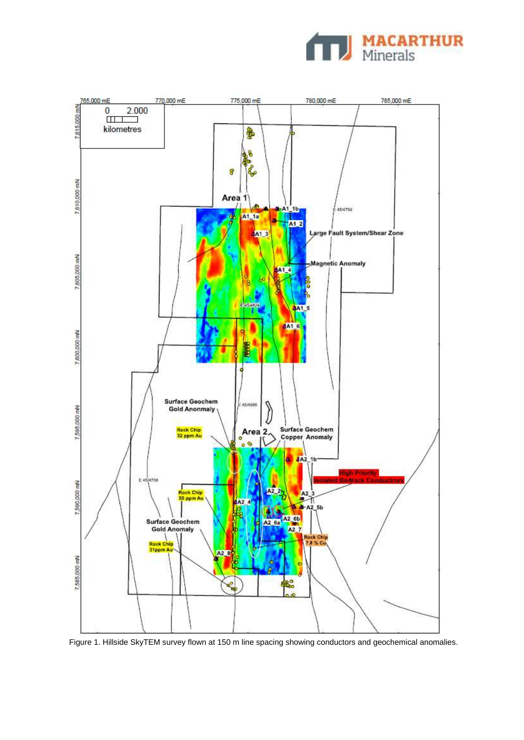Figure 1. Hillside SkyTEM survey flown at 150 m line spacing showing conductors and geochemical anomalies.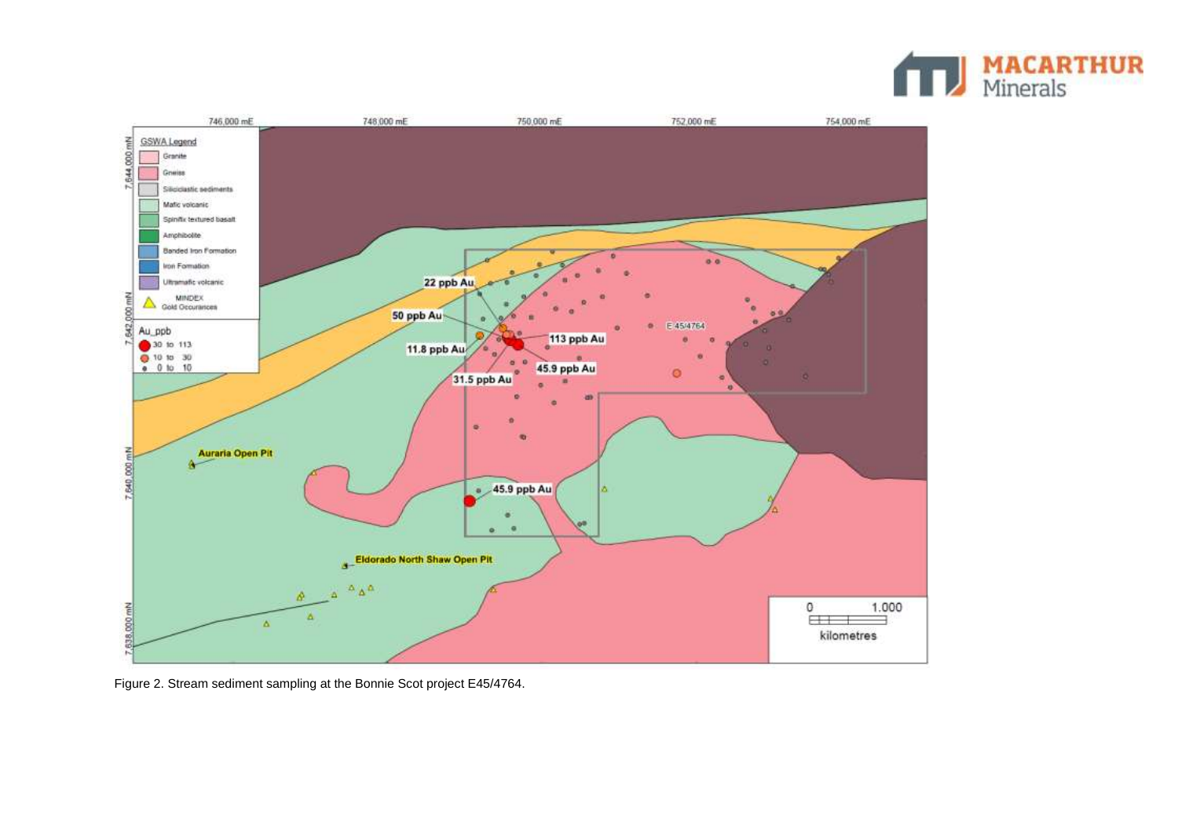Figure 2. Stream sediment sampling at the Bonnie Scot project E45/4764.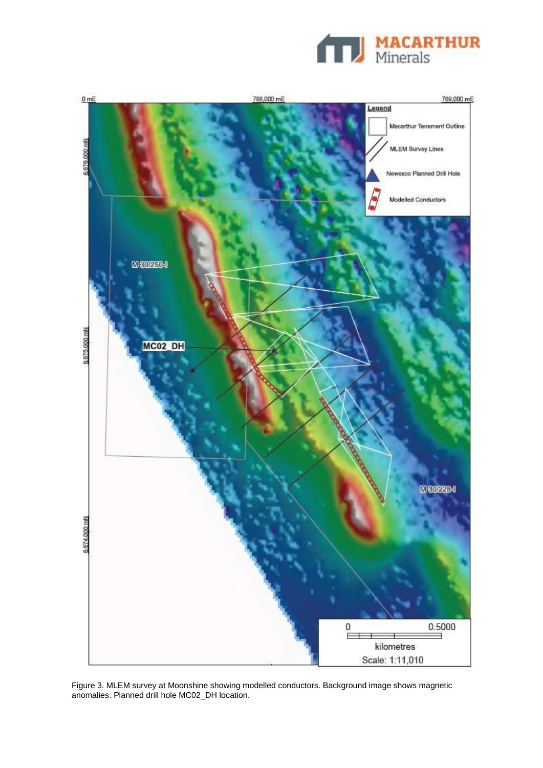Figure 3. MLEM survey at Moonshine showing modelled conductors. Background image shows magnetic anomalies. Planned drill hole MC02_DH location.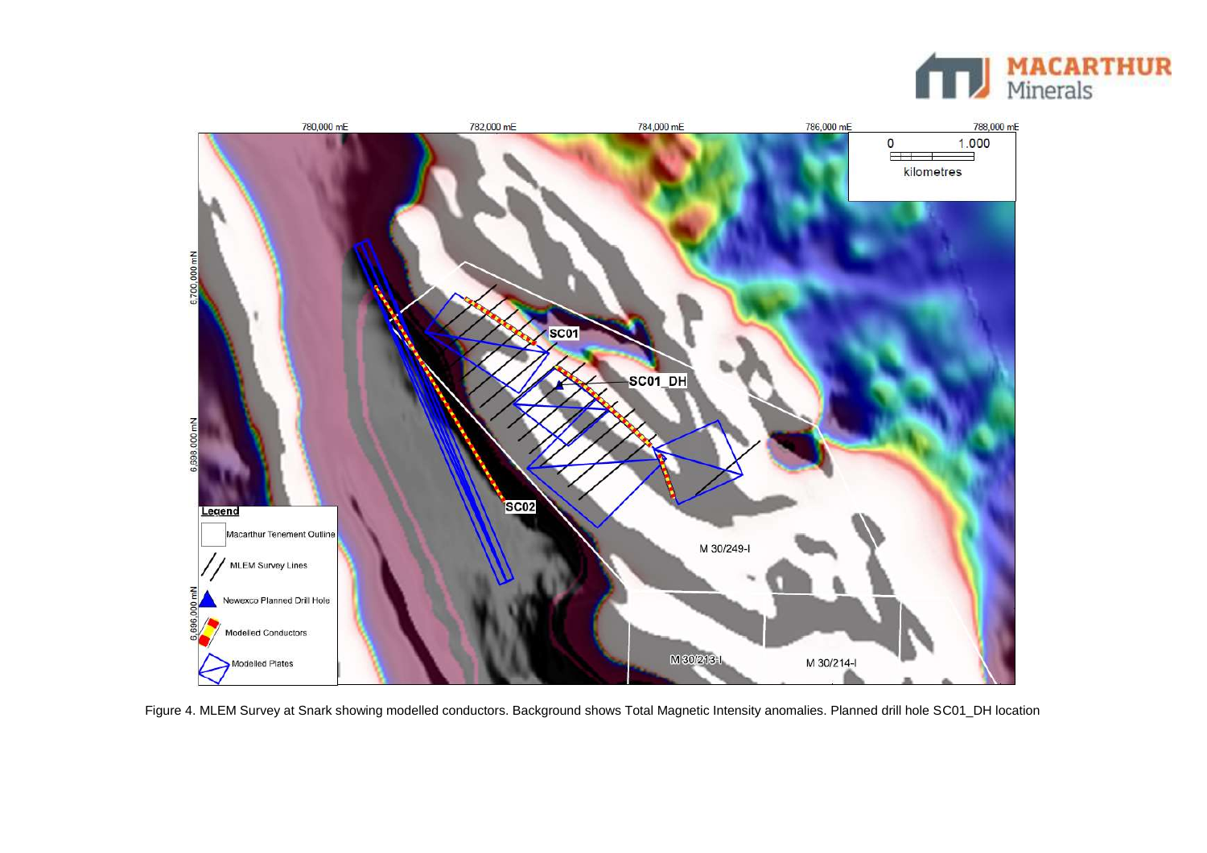780,000 mE
782,000 mE
784,000 mE
786,000 mE
788,000 mE

6,700,000 mN
6,698,000 mN
6,696,000 mN

0
1,000
kilometres

SC01
SC01_DH
SC02
M 30/249-I
M 30/213-I
M 30/214-I

Legend
Macarthur Tenement Outline
MLEM Survey Lines
Newexco Planned Drill Hole
Modelled Conductors
Modelled Plates

Figure 4. MLEM Survey at Snark showing modelled conductors. Background shows Total Magnetic Intensity anomalies. Planned drill hole SC01_DH location